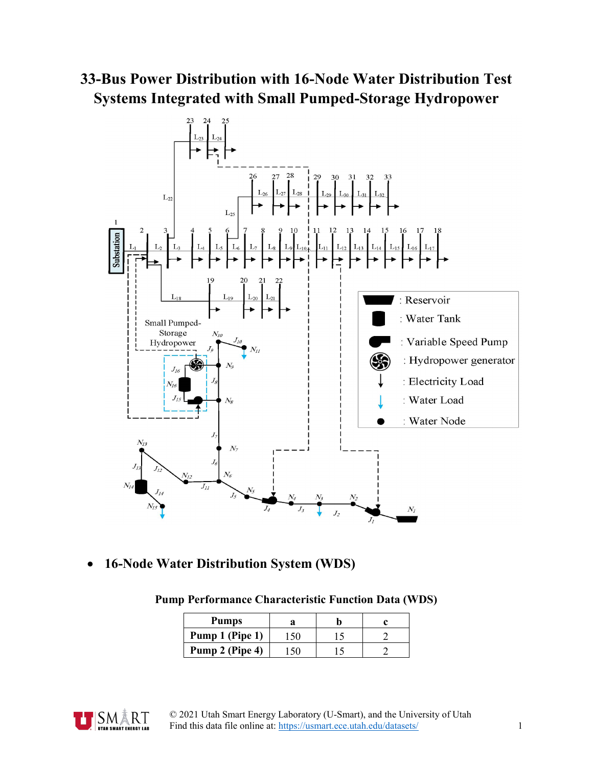# 33-Bus Power Distribution with 16-Node Water Distribution Test Systems Integrated with Small Pumped-Storage Hydropower

- **16-Node Water Distribution System (WDS)**

**Pump Performance Characteristic Function Data (WDS)**

| Pumps | a | b | c |
|---|---|---|---|
| Pump 1 (Pipe 1) | 150 | 15 | 2 |
| Pump 2 (Pipe 4) | 150 | 15 | 2 |

© 2021 Utah Smart Energy Laboratory (U-Smart), and the University of Utah
Find this data file online at: https://usmart.ece.utah.edu/datasets/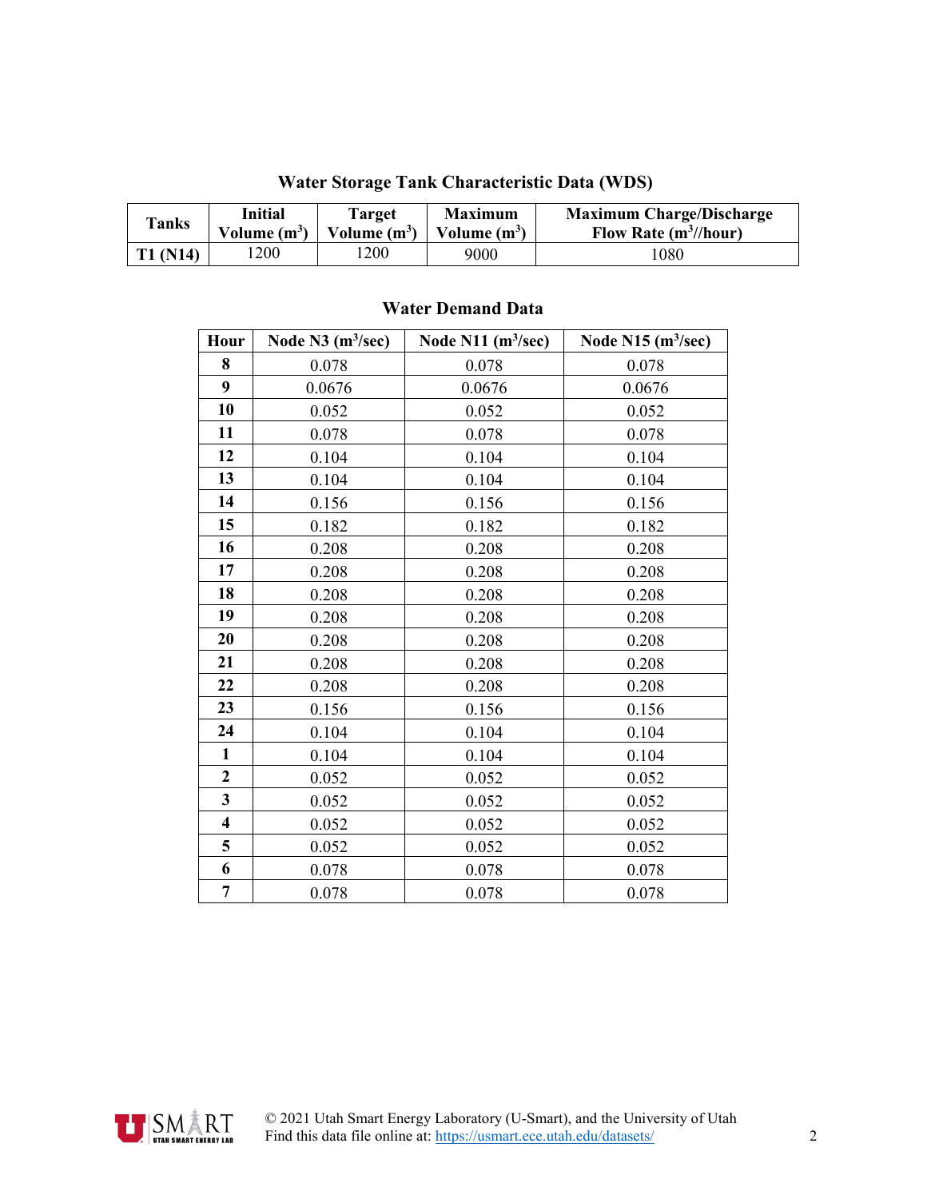### Water Storage Tank Characteristic Data (WDS)

| Tanks | Initial Volume ($m^3$) | Target Volume ($m^3$) | Maximum Volume ($m^3$) | Maximum Charge/Discharge Flow Rate ($m^3$//hour) |
|---|---|---|---|---|
| **T1 (N14)** | 1200 | 1200 | 9000 | 1080 |

### Water Demand Data

| Hour | Node N3 ($m^3$/sec) | Node N11 ($m^3$/sec) | Node N15 ($m^3$/sec) |
|---|---|---|---|
| **8** | 0.078 | 0.078 | 0.078 |
| **9** | 0.0676 | 0.0676 | 0.0676 |
| **10** | 0.052 | 0.052 | 0.052 |
| **11** | 0.078 | 0.078 | 0.078 |
| **12** | 0.104 | 0.104 | 0.104 |
| **13** | 0.104 | 0.104 | 0.104 |
| **14** | 0.156 | 0.156 | 0.156 |
| **15** | 0.182 | 0.182 | 0.182 |
| **16** | 0.208 | 0.208 | 0.208 |
| **17** | 0.208 | 0.208 | 0.208 |
| **18** | 0.208 | 0.208 | 0.208 |
| **19** | 0.208 | 0.208 | 0.208 |
| **20** | 0.208 | 0.208 | 0.208 |
| **21** | 0.208 | 0.208 | 0.208 |
| **22** | 0.208 | 0.208 | 0.208 |
| **23** | 0.156 | 0.156 | 0.156 |
| **24** | 0.104 | 0.104 | 0.104 |
| **1** | 0.104 | 0.104 | 0.104 |
| **2** | 0.052 | 0.052 | 0.052 |
| **3** | 0.052 | 0.052 | 0.052 |
| **4** | 0.052 | 0.052 | 0.052 |
| **5** | 0.052 | 0.052 | 0.052 |
| **6** | 0.078 | 0.078 | 0.078 |
| **7** | 0.078 | 0.078 | 0.078 |

© 2021 Utah Smart Energy Laboratory (U-Smart), and the University of Utah
Find this data file online at: https://usmart.ece.utah.edu/datasets/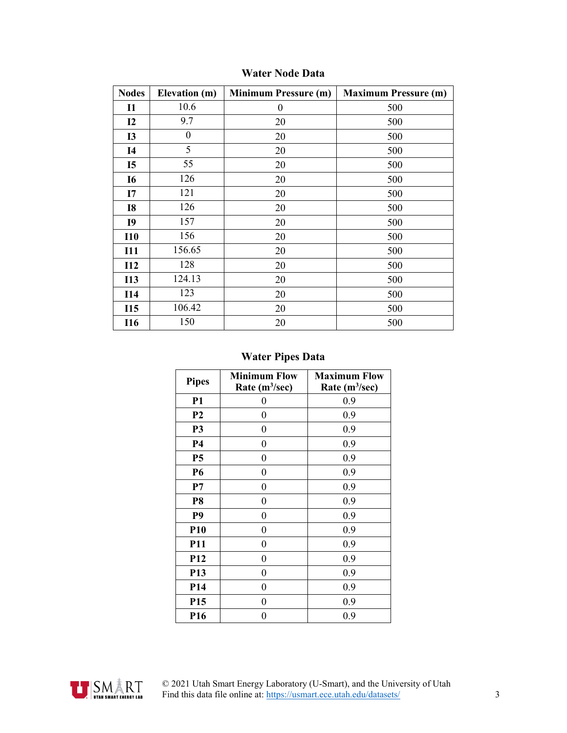## Water Node Data

| Nodes | Elevation (m) | Minimum Pressure (m) | Maximum Pressure (m) |
|---|---|---|---|
| **I1** | 10.6 | 0 | 500 |
| **I2** | 9.7 | 20 | 500 |
| **I3** | 0 | 20 | 500 |
| **I4** | 5 | 20 | 500 |
| **I5** | 55 | 20 | 500 |
| **I6** | 126 | 20 | 500 |
| **I7** | 121 | 20 | 500 |
| **I8** | 126 | 20 | 500 |
| **I9** | 157 | 20 | 500 |
| **I10** | 156 | 20 | 500 |
| **I11** | 156.65 | 20 | 500 |
| **I12** | 128 | 20 | 500 |
| **I13** | 124.13 | 20 | 500 |
| **I14** | 123 | 20 | 500 |
| **I15** | 106.42 | 20 | 500 |
| **I16** | 150 | 20 | 500 |

## Water Pipes Data

| Pipes | Minimum Flow Rate ($m^3$/sec) | Maximum Flow Rate ($m^3$/sec) |
|---|---|---|
| **P1** | 0 | 0.9 |
| **P2** | 0 | 0.9 |
| **P3** | 0 | 0.9 |
| **P4** | 0 | 0.9 |
| **P5** | 0 | 0.9 |
| **P6** | 0 | 0.9 |
| **P7** | 0 | 0.9 |
| **P8** | 0 | 0.9 |
| **P9** | 0 | 0.9 |
| **P10** | 0 | 0.9 |
| **P11** | 0 | 0.9 |
| **P12** | 0 | 0.9 |
| **P13** | 0 | 0.9 |
| **P14** | 0 | 0.9 |
| **P15** | 0 | 0.9 |
| **P16** | 0 | 0.9 |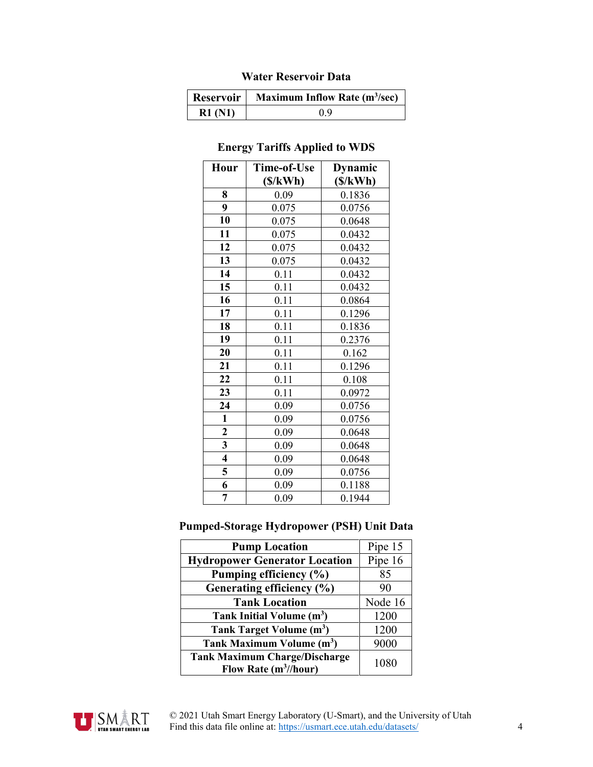### Water Reservoir Data

| Reservoir | Maximum Inflow Rate ($m^3$/sec) |
|---|---|
| R1 (N1) | 0.9 |

### Energy Tariffs Applied to WDS

| Hour | Time-of-Use ($/kWh) | Dynamic ($/kWh) |
|---|---|---|
| 8 | 0.09 | 0.1836 |
| 9 | 0.075 | 0.0756 |
| 10 | 0.075 | 0.0648 |
| 11 | 0.075 | 0.0432 |
| 12 | 0.075 | 0.0432 |
| 13 | 0.075 | 0.0432 |
| 14 | 0.11 | 0.0432 |
| 15 | 0.11 | 0.0432 |
| 16 | 0.11 | 0.0864 |
| 17 | 0.11 | 0.1296 |
| 18 | 0.11 | 0.1836 |
| 19 | 0.11 | 0.2376 |
| 20 | 0.11 | 0.162 |
| 21 | 0.11 | 0.1296 |
| 22 | 0.11 | 0.108 |
| 23 | 0.11 | 0.0972 |
| 24 | 0.09 | 0.0756 |
| 1 | 0.09 | 0.0756 |
| 2 | 0.09 | 0.0648 |
| 3 | 0.09 | 0.0648 |
| 4 | 0.09 | 0.0648 |
| 5 | 0.09 | 0.0756 |
| 6 | 0.09 | 0.1188 |
| 7 | 0.09 | 0.1944 |

### Pumped-Storage Hydropower (PSH) Unit Data

| | |
|---|---|
| **Pump Location** | Pipe 15 |
| **Hydropower Generator Location** | Pipe 16 |
| **Pumping efficiency (%)** | 85 |
| **Generating efficiency (%)** | 90 |
| **Tank Location** | Node 16 |
| **Tank Initial Volume ($m^3$)** | 1200 |
| **Tank Target Volume ($m^3$)** | 1200 |
| **Tank Maximum Volume ($m^3$)** | 9000 |
| **Tank Maximum Charge/Discharge Flow Rate ($m^3$//hour)** | 1080 |

© 2021 Utah Smart Energy Laboratory (U-Smart), and the University of Utah
Find this data file online at: https://usmart.ece.utah.edu/datasets/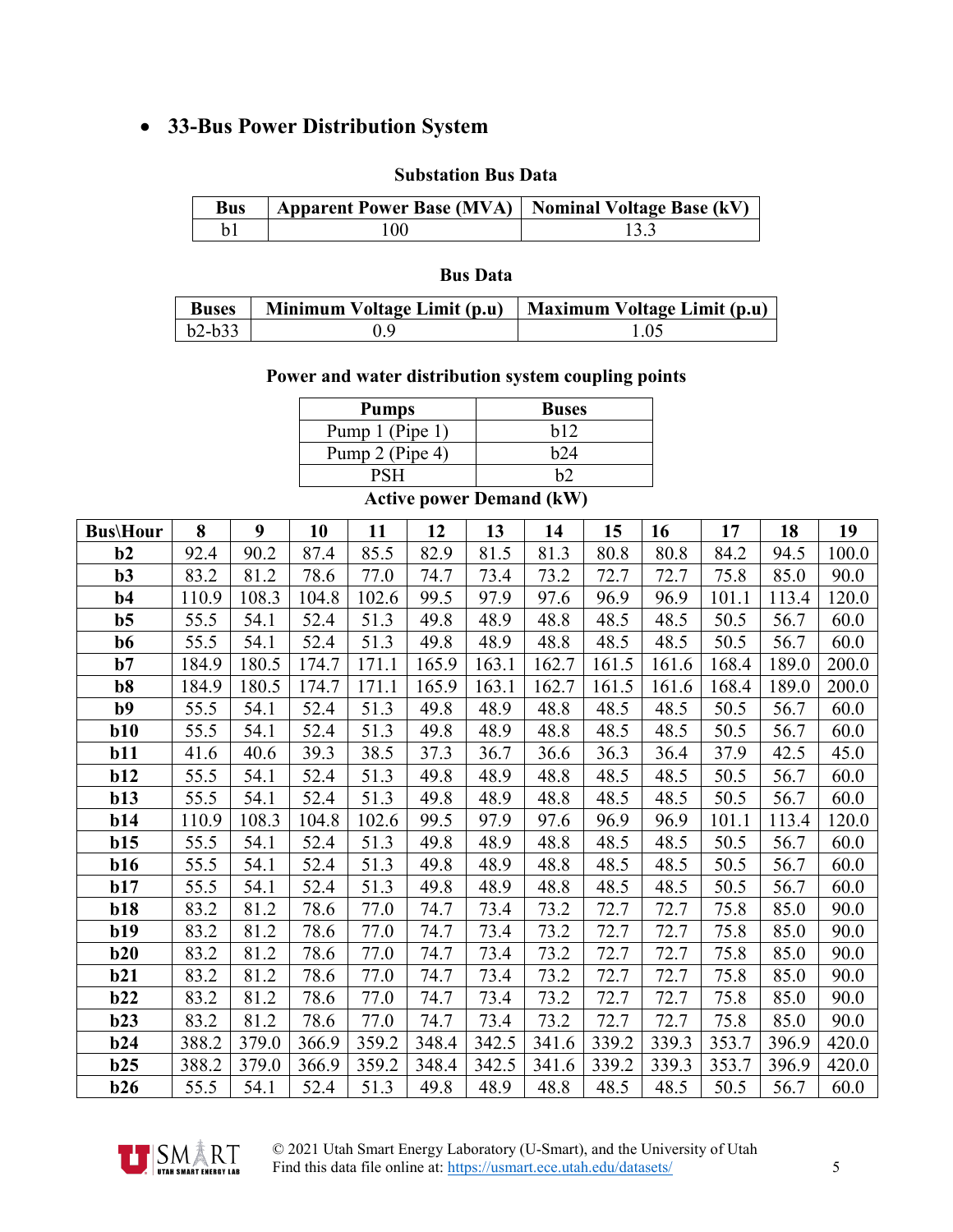- **33-Bus Power Distribution System**

**Substation Bus Data**

| Bus | Apparent Power Base (MVA) | Nominal Voltage Base (kV) |
|---|---|---|
| b1 | 100 | 13.3 |

**Bus Data**

| Buses | Minimum Voltage Limit (p.u) | Maximum Voltage Limit (p.u) |
|---|---|---|
| b2-b33 | 0.9 | 1.05 |

**Power and water distribution system coupling points**

| Pumps | Buses |
|---|---|
| Pump 1 (Pipe 1) | b12 |
| Pump 2 (Pipe 4) | b24 |
| PSH | b2 |

**Active power Demand (kW)**

| Bus\Hour | 8 | 9 | 10 | 11 | 12 | 13 | 14 | 15 | 16 | 17 | 18 | 19 |
|---|---|---|---|---|---|---|---|---|---|---|---|---|
| **b2** | 92.4 | 90.2 | 87.4 | 85.5 | 82.9 | 81.5 | 81.3 | 80.8 | 80.8 | 84.2 | 94.5 | 100.0 |
| **b3** | 83.2 | 81.2 | 78.6 | 77.0 | 74.7 | 73.4 | 73.2 | 72.7 | 72.7 | 75.8 | 85.0 | 90.0 |
| **b4** | 110.9 | 108.3 | 104.8 | 102.6 | 99.5 | 97.9 | 97.6 | 96.9 | 96.9 | 101.1 | 113.4 | 120.0 |
| **b5** | 55.5 | 54.1 | 52.4 | 51.3 | 49.8 | 48.9 | 48.8 | 48.5 | 48.5 | 50.5 | 56.7 | 60.0 |
| **b6** | 55.5 | 54.1 | 52.4 | 51.3 | 49.8 | 48.9 | 48.8 | 48.5 | 48.5 | 50.5 | 56.7 | 60.0 |
| **b7** | 184.9 | 180.5 | 174.7 | 171.1 | 165.9 | 163.1 | 162.7 | 161.5 | 161.6 | 168.4 | 189.0 | 200.0 |
| **b8** | 184.9 | 180.5 | 174.7 | 171.1 | 165.9 | 163.1 | 162.7 | 161.5 | 161.6 | 168.4 | 189.0 | 200.0 |
| **b9** | 55.5 | 54.1 | 52.4 | 51.3 | 49.8 | 48.9 | 48.8 | 48.5 | 48.5 | 50.5 | 56.7 | 60.0 |
| **b10** | 55.5 | 54.1 | 52.4 | 51.3 | 49.8 | 48.9 | 48.8 | 48.5 | 48.5 | 50.5 | 56.7 | 60.0 |
| **b11** | 41.6 | 40.6 | 39.3 | 38.5 | 37.3 | 36.7 | 36.6 | 36.3 | 36.4 | 37.9 | 42.5 | 45.0 |
| **b12** | 55.5 | 54.1 | 52.4 | 51.3 | 49.8 | 48.9 | 48.8 | 48.5 | 48.5 | 50.5 | 56.7 | 60.0 |
| **b13** | 55.5 | 54.1 | 52.4 | 51.3 | 49.8 | 48.9 | 48.8 | 48.5 | 48.5 | 50.5 | 56.7 | 60.0 |
| **b14** | 110.9 | 108.3 | 104.8 | 102.6 | 99.5 | 97.9 | 97.6 | 96.9 | 96.9 | 101.1 | 113.4 | 120.0 |
| **b15** | 55.5 | 54.1 | 52.4 | 51.3 | 49.8 | 48.9 | 48.8 | 48.5 | 48.5 | 50.5 | 56.7 | 60.0 |
| **b16** | 55.5 | 54.1 | 52.4 | 51.3 | 49.8 | 48.9 | 48.8 | 48.5 | 48.5 | 50.5 | 56.7 | 60.0 |
| **b17** | 55.5 | 54.1 | 52.4 | 51.3 | 49.8 | 48.9 | 48.8 | 48.5 | 48.5 | 50.5 | 56.7 | 60.0 |
| **b18** | 83.2 | 81.2 | 78.6 | 77.0 | 74.7 | 73.4 | 73.2 | 72.7 | 72.7 | 75.8 | 85.0 | 90.0 |
| **b19** | 83.2 | 81.2 | 78.6 | 77.0 | 74.7 | 73.4 | 73.2 | 72.7 | 72.7 | 75.8 | 85.0 | 90.0 |
| **b20** | 83.2 | 81.2 | 78.6 | 77.0 | 74.7 | 73.4 | 73.2 | 72.7 | 72.7 | 75.8 | 85.0 | 90.0 |
| **b21** | 83.2 | 81.2 | 78.6 | 77.0 | 74.7 | 73.4 | 73.2 | 72.7 | 72.7 | 75.8 | 85.0 | 90.0 |
| **b22** | 83.2 | 81.2 | 78.6 | 77.0 | 74.7 | 73.4 | 73.2 | 72.7 | 72.7 | 75.8 | 85.0 | 90.0 |
| **b23** | 83.2 | 81.2 | 78.6 | 77.0 | 74.7 | 73.4 | 73.2 | 72.7 | 72.7 | 75.8 | 85.0 | 90.0 |
| **b24** | 388.2 | 379.0 | 366.9 | 359.2 | 348.4 | 342.5 | 341.6 | 339.2 | 339.3 | 353.7 | 396.9 | 420.0 |
| **b25** | 388.2 | 379.0 | 366.9 | 359.2 | 348.4 | 342.5 | 341.6 | 339.2 | 339.3 | 353.7 | 396.9 | 420.0 |
| **b26** | 55.5 | 54.1 | 52.4 | 51.3 | 49.8 | 48.9 | 48.8 | 48.5 | 48.5 | 50.5 | 56.7 | 60.0 |

© 2021 Utah Smart Energy Laboratory (U-Smart), and the University of Utah
Find this data file online at: https://usmart.ece.utah.edu/datasets/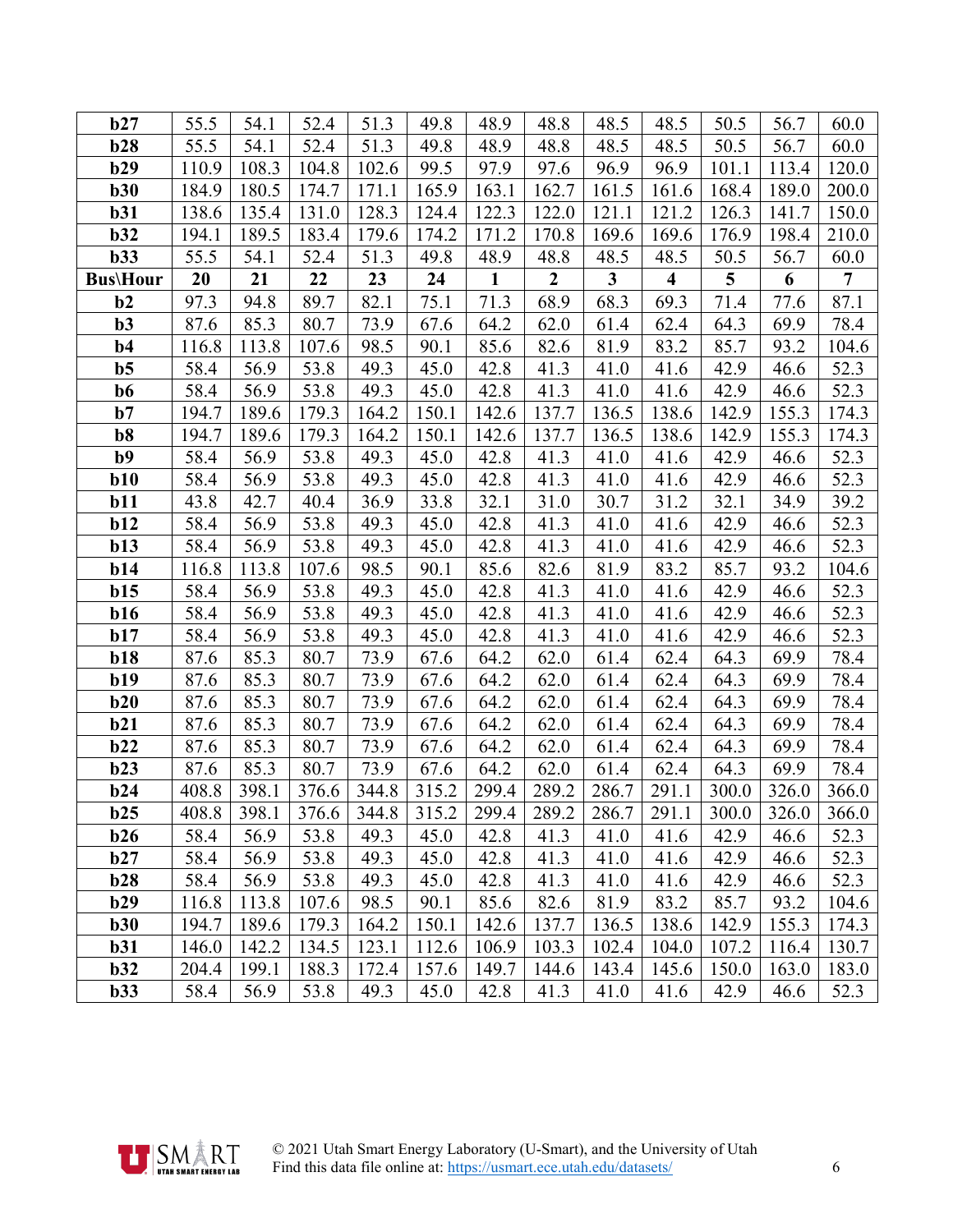| b27 | 55.5 | 54.1 | 52.4 | 51.3 | 49.8 | 48.9 | 48.8 | 48.5 | 48.5 | 50.5 | 56.7 | 60.0 |
|---|---|---|---|---|---|---|---|---|---|---|---|---|
| **b28** | 55.5 | 54.1 | 52.4 | 51.3 | 49.8 | 48.9 | 48.8 | 48.5 | 48.5 | 50.5 | 56.7 | 60.0 |
| **b29** | 110.9 | 108.3 | 104.8 | 102.6 | 99.5 | 97.9 | 97.6 | 96.9 | 96.9 | 101.1 | 113.4 | 120.0 |
| **b30** | 184.9 | 180.5 | 174.7 | 171.1 | 165.9 | 163.1 | 162.7 | 161.5 | 161.6 | 168.4 | 189.0 | 200.0 |
| **b31** | 138.6 | 135.4 | 131.0 | 128.3 | 124.4 | 122.3 | 122.0 | 121.1 | 121.2 | 126.3 | 141.7 | 150.0 |
| **b32** | 194.1 | 189.5 | 183.4 | 179.6 | 174.2 | 171.2 | 170.8 | 169.6 | 169.6 | 176.9 | 198.4 | 210.0 |
| **b33** | 55.5 | 54.1 | 52.4 | 51.3 | 49.8 | 48.9 | 48.8 | 48.5 | 48.5 | 50.5 | 56.7 | 60.0 |
| **Bus\Hour** | **20** | **21** | **22** | **23** | **24** | **1** | **2** | **3** | **4** | **5** | **6** | **7** |
| **b2** | 97.3 | 94.8 | 89.7 | 82.1 | 75.1 | 71.3 | 68.9 | 68.3 | 69.3 | 71.4 | 77.6 | 87.1 |
| **b3** | 87.6 | 85.3 | 80.7 | 73.9 | 67.6 | 64.2 | 62.0 | 61.4 | 62.4 | 64.3 | 69.9 | 78.4 |
| **b4** | 116.8 | 113.8 | 107.6 | 98.5 | 90.1 | 85.6 | 82.6 | 81.9 | 83.2 | 85.7 | 93.2 | 104.6 |
| **b5** | 58.4 | 56.9 | 53.8 | 49.3 | 45.0 | 42.8 | 41.3 | 41.0 | 41.6 | 42.9 | 46.6 | 52.3 |
| **b6** | 58.4 | 56.9 | 53.8 | 49.3 | 45.0 | 42.8 | 41.3 | 41.0 | 41.6 | 42.9 | 46.6 | 52.3 |
| **b7** | 194.7 | 189.6 | 179.3 | 164.2 | 150.1 | 142.6 | 137.7 | 136.5 | 138.6 | 142.9 | 155.3 | 174.3 |
| **b8** | 194.7 | 189.6 | 179.3 | 164.2 | 150.1 | 142.6 | 137.7 | 136.5 | 138.6 | 142.9 | 155.3 | 174.3 |
| **b9** | 58.4 | 56.9 | 53.8 | 49.3 | 45.0 | 42.8 | 41.3 | 41.0 | 41.6 | 42.9 | 46.6 | 52.3 |
| **b10** | 58.4 | 56.9 | 53.8 | 49.3 | 45.0 | 42.8 | 41.3 | 41.0 | 41.6 | 42.9 | 46.6 | 52.3 |
| **b11** | 43.8 | 42.7 | 40.4 | 36.9 | 33.8 | 32.1 | 31.0 | 30.7 | 31.2 | 32.1 | 34.9 | 39.2 |
| **b12** | 58.4 | 56.9 | 53.8 | 49.3 | 45.0 | 42.8 | 41.3 | 41.0 | 41.6 | 42.9 | 46.6 | 52.3 |
| **b13** | 58.4 | 56.9 | 53.8 | 49.3 | 45.0 | 42.8 | 41.3 | 41.0 | 41.6 | 42.9 | 46.6 | 52.3 |
| **b14** | 116.8 | 113.8 | 107.6 | 98.5 | 90.1 | 85.6 | 82.6 | 81.9 | 83.2 | 85.7 | 93.2 | 104.6 |
| **b15** | 58.4 | 56.9 | 53.8 | 49.3 | 45.0 | 42.8 | 41.3 | 41.0 | 41.6 | 42.9 | 46.6 | 52.3 |
| **b16** | 58.4 | 56.9 | 53.8 | 49.3 | 45.0 | 42.8 | 41.3 | 41.0 | 41.6 | 42.9 | 46.6 | 52.3 |
| **b17** | 58.4 | 56.9 | 53.8 | 49.3 | 45.0 | 42.8 | 41.3 | 41.0 | 41.6 | 42.9 | 46.6 | 52.3 |
| **b18** | 87.6 | 85.3 | 80.7 | 73.9 | 67.6 | 64.2 | 62.0 | 61.4 | 62.4 | 64.3 | 69.9 | 78.4 |
| **b19** | 87.6 | 85.3 | 80.7 | 73.9 | 67.6 | 64.2 | 62.0 | 61.4 | 62.4 | 64.3 | 69.9 | 78.4 |
| **b20** | 87.6 | 85.3 | 80.7 | 73.9 | 67.6 | 64.2 | 62.0 | 61.4 | 62.4 | 64.3 | 69.9 | 78.4 |
| **b21** | 87.6 | 85.3 | 80.7 | 73.9 | 67.6 | 64.2 | 62.0 | 61.4 | 62.4 | 64.3 | 69.9 | 78.4 |
| **b22** | 87.6 | 85.3 | 80.7 | 73.9 | 67.6 | 64.2 | 62.0 | 61.4 | 62.4 | 64.3 | 69.9 | 78.4 |
| **b23** | 87.6 | 85.3 | 80.7 | 73.9 | 67.6 | 64.2 | 62.0 | 61.4 | 62.4 | 64.3 | 69.9 | 78.4 |
| **b24** | 408.8 | 398.1 | 376.6 | 344.8 | 315.2 | 299.4 | 289.2 | 286.7 | 291.1 | 300.0 | 326.0 | 366.0 |
| **b25** | 408.8 | 398.1 | 376.6 | 344.8 | 315.2 | 299.4 | 289.2 | 286.7 | 291.1 | 300.0 | 326.0 | 366.0 |
| **b26** | 58.4 | 56.9 | 53.8 | 49.3 | 45.0 | 42.8 | 41.3 | 41.0 | 41.6 | 42.9 | 46.6 | 52.3 |
| **b27** | 58.4 | 56.9 | 53.8 | 49.3 | 45.0 | 42.8 | 41.3 | 41.0 | 41.6 | 42.9 | 46.6 | 52.3 |
| **b28** | 58.4 | 56.9 | 53.8 | 49.3 | 45.0 | 42.8 | 41.3 | 41.0 | 41.6 | 42.9 | 46.6 | 52.3 |
| **b29** | 116.8 | 113.8 | 107.6 | 98.5 | 90.1 | 85.6 | 82.6 | 81.9 | 83.2 | 85.7 | 93.2 | 104.6 |
| **b30** | 194.7 | 189.6 | 179.3 | 164.2 | 150.1 | 142.6 | 137.7 | 136.5 | 138.6 | 142.9 | 155.3 | 174.3 |
| **b31** | 146.0 | 142.2 | 134.5 | 123.1 | 112.6 | 106.9 | 103.3 | 102.4 | 104.0 | 107.2 | 116.4 | 130.7 |
| **b32** | 204.4 | 199.1 | 188.3 | 172.4 | 157.6 | 149.7 | 144.6 | 143.4 | 145.6 | 150.0 | 163.0 | 183.0 |
| **b33** | 58.4 | 56.9 | 53.8 | 49.3 | 45.0 | 42.8 | 41.3 | 41.0 | 41.6 | 42.9 | 46.6 | 52.3 |

© 2021 Utah Smart Energy Laboratory (U-Smart), and the University of Utah
Find this data file online at: https://usmart.ece.utah.edu/datasets/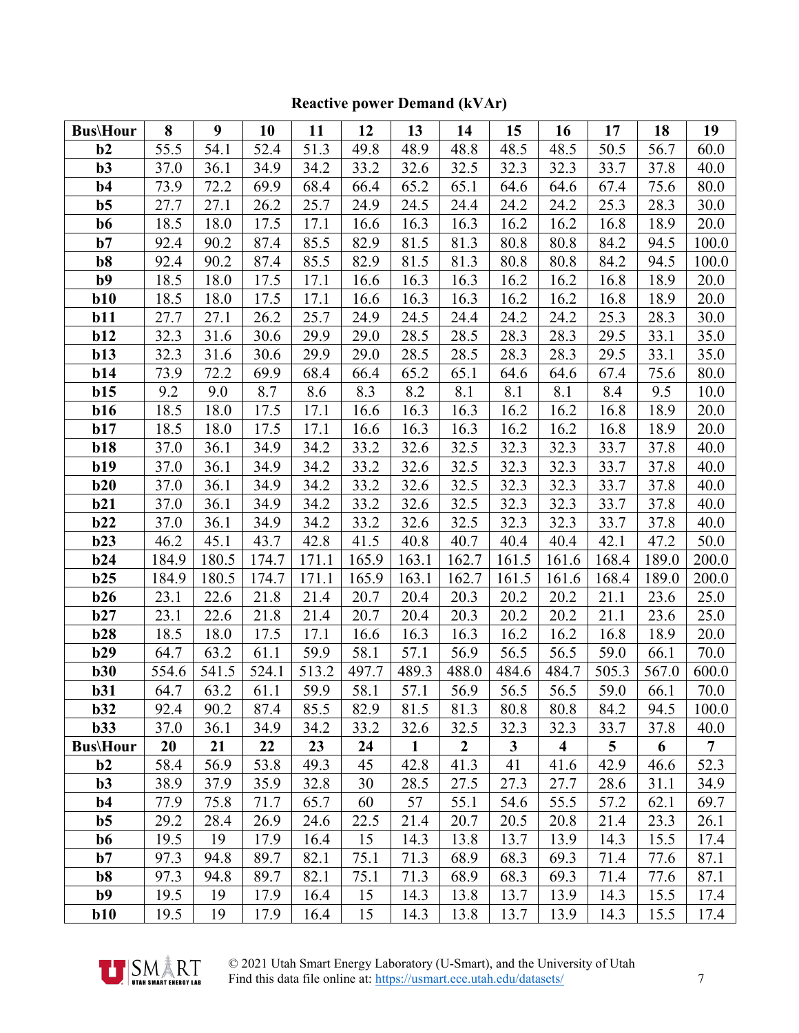**Reactive power Demand (kVAr)**

| Bus\Hour | 8 | 9 | 10 | 11 | 12 | 13 | 14 | 15 | 16 | 17 | 18 | 19 |
|---|---|---|---|---|---|---|---|---|---|---|---|---|
| **b2** | 55.5 | 54.1 | 52.4 | 51.3 | 49.8 | 48.9 | 48.8 | 48.5 | 48.5 | 50.5 | 56.7 | 60.0 |
| **b3** | 37.0 | 36.1 | 34.9 | 34.2 | 33.2 | 32.6 | 32.5 | 32.3 | 32.3 | 33.7 | 37.8 | 40.0 |
| **b4** | 73.9 | 72.2 | 69.9 | 68.4 | 66.4 | 65.2 | 65.1 | 64.6 | 64.6 | 67.4 | 75.6 | 80.0 |
| **b5** | 27.7 | 27.1 | 26.2 | 25.7 | 24.9 | 24.5 | 24.4 | 24.2 | 24.2 | 25.3 | 28.3 | 30.0 |
| **b6** | 18.5 | 18.0 | 17.5 | 17.1 | 16.6 | 16.3 | 16.3 | 16.2 | 16.2 | 16.8 | 18.9 | 20.0 |
| **b7** | 92.4 | 90.2 | 87.4 | 85.5 | 82.9 | 81.5 | 81.3 | 80.8 | 80.8 | 84.2 | 94.5 | 100.0 |
| **b8** | 92.4 | 90.2 | 87.4 | 85.5 | 82.9 | 81.5 | 81.3 | 80.8 | 80.8 | 84.2 | 94.5 | 100.0 |
| **b9** | 18.5 | 18.0 | 17.5 | 17.1 | 16.6 | 16.3 | 16.3 | 16.2 | 16.2 | 16.8 | 18.9 | 20.0 |
| **b10** | 18.5 | 18.0 | 17.5 | 17.1 | 16.6 | 16.3 | 16.3 | 16.2 | 16.2 | 16.8 | 18.9 | 20.0 |
| **b11** | 27.7 | 27.1 | 26.2 | 25.7 | 24.9 | 24.5 | 24.4 | 24.2 | 24.2 | 25.3 | 28.3 | 30.0 |
| **b12** | 32.3 | 31.6 | 30.6 | 29.9 | 29.0 | 28.5 | 28.5 | 28.3 | 28.3 | 29.5 | 33.1 | 35.0 |
| **b13** | 32.3 | 31.6 | 30.6 | 29.9 | 29.0 | 28.5 | 28.5 | 28.3 | 28.3 | 29.5 | 33.1 | 35.0 |
| **b14** | 73.9 | 72.2 | 69.9 | 68.4 | 66.4 | 65.2 | 65.1 | 64.6 | 64.6 | 67.4 | 75.6 | 80.0 |
| **b15** | 9.2 | 9.0 | 8.7 | 8.6 | 8.3 | 8.2 | 8.1 | 8.1 | 8.1 | 8.4 | 9.5 | 10.0 |
| **b16** | 18.5 | 18.0 | 17.5 | 17.1 | 16.6 | 16.3 | 16.3 | 16.2 | 16.2 | 16.8 | 18.9 | 20.0 |
| **b17** | 18.5 | 18.0 | 17.5 | 17.1 | 16.6 | 16.3 | 16.3 | 16.2 | 16.2 | 16.8 | 18.9 | 20.0 |
| **b18** | 37.0 | 36.1 | 34.9 | 34.2 | 33.2 | 32.6 | 32.5 | 32.3 | 32.3 | 33.7 | 37.8 | 40.0 |
| **b19** | 37.0 | 36.1 | 34.9 | 34.2 | 33.2 | 32.6 | 32.5 | 32.3 | 32.3 | 33.7 | 37.8 | 40.0 |
| **b20** | 37.0 | 36.1 | 34.9 | 34.2 | 33.2 | 32.6 | 32.5 | 32.3 | 32.3 | 33.7 | 37.8 | 40.0 |
| **b21** | 37.0 | 36.1 | 34.9 | 34.2 | 33.2 | 32.6 | 32.5 | 32.3 | 32.3 | 33.7 | 37.8 | 40.0 |
| **b22** | 37.0 | 36.1 | 34.9 | 34.2 | 33.2 | 32.6 | 32.5 | 32.3 | 32.3 | 33.7 | 37.8 | 40.0 |
| **b23** | 46.2 | 45.1 | 43.7 | 42.8 | 41.5 | 40.8 | 40.7 | 40.4 | 40.4 | 42.1 | 47.2 | 50.0 |
| **b24** | 184.9 | 180.5 | 174.7 | 171.1 | 165.9 | 163.1 | 162.7 | 161.5 | 161.6 | 168.4 | 189.0 | 200.0 |
| **b25** | 184.9 | 180.5 | 174.7 | 171.1 | 165.9 | 163.1 | 162.7 | 161.5 | 161.6 | 168.4 | 189.0 | 200.0 |
| **b26** | 23.1 | 22.6 | 21.8 | 21.4 | 20.7 | 20.4 | 20.3 | 20.2 | 20.2 | 21.1 | 23.6 | 25.0 |
| **b27** | 23.1 | 22.6 | 21.8 | 21.4 | 20.7 | 20.4 | 20.3 | 20.2 | 20.2 | 21.1 | 23.6 | 25.0 |
| **b28** | 18.5 | 18.0 | 17.5 | 17.1 | 16.6 | 16.3 | 16.3 | 16.2 | 16.2 | 16.8 | 18.9 | 20.0 |
| **b29** | 64.7 | 63.2 | 61.1 | 59.9 | 58.1 | 57.1 | 56.9 | 56.5 | 56.5 | 59.0 | 66.1 | 70.0 |
| **b30** | 554.6 | 541.5 | 524.1 | 513.2 | 497.7 | 489.3 | 488.0 | 484.6 | 484.7 | 505.3 | 567.0 | 600.0 |
| **b31** | 64.7 | 63.2 | 61.1 | 59.9 | 58.1 | 57.1 | 56.9 | 56.5 | 56.5 | 59.0 | 66.1 | 70.0 |
| **b32** | 92.4 | 90.2 | 87.4 | 85.5 | 82.9 | 81.5 | 81.3 | 80.8 | 80.8 | 84.2 | 94.5 | 100.0 |
| **b33** | 37.0 | 36.1 | 34.9 | 34.2 | 33.2 | 32.6 | 32.5 | 32.3 | 32.3 | 33.7 | 37.8 | 40.0 |
| **Bus\Hour** | **20** | **21** | **22** | **23** | **24** | **1** | **2** | **3** | **4** | **5** | **6** | **7** |
| **b2** | 58.4 | 56.9 | 53.8 | 49.3 | 45 | 42.8 | 41.3 | 41 | 41.6 | 42.9 | 46.6 | 52.3 |
| **b3** | 38.9 | 37.9 | 35.9 | 32.8 | 30 | 28.5 | 27.5 | 27.3 | 27.7 | 28.6 | 31.1 | 34.9 |
| **b4** | 77.9 | 75.8 | 71.7 | 65.7 | 60 | 57 | 55.1 | 54.6 | 55.5 | 57.2 | 62.1 | 69.7 |
| **b5** | 29.2 | 28.4 | 26.9 | 24.6 | 22.5 | 21.4 | 20.7 | 20.5 | 20.8 | 21.4 | 23.3 | 26.1 |
| **b6** | 19.5 | 19 | 17.9 | 16.4 | 15 | 14.3 | 13.8 | 13.7 | 13.9 | 14.3 | 15.5 | 17.4 |
| **b7** | 97.3 | 94.8 | 89.7 | 82.1 | 75.1 | 71.3 | 68.9 | 68.3 | 69.3 | 71.4 | 77.6 | 87.1 |
| **b8** | 97.3 | 94.8 | 89.7 | 82.1 | 75.1 | 71.3 | 68.9 | 68.3 | 69.3 | 71.4 | 77.6 | 87.1 |
| **b9** | 19.5 | 19 | 17.9 | 16.4 | 15 | 14.3 | 13.8 | 13.7 | 13.9 | 14.3 | 15.5 | 17.4 |
| **b10** | 19.5 | 19 | 17.9 | 16.4 | 15 | 14.3 | 13.8 | 13.7 | 13.9 | 14.3 | 15.5 | 17.4 |

© 2021 Utah Smart Energy Laboratory (U-Smart), and the University of Utah
Find this data file online at: https://usmart.ece.utah.edu/datasets/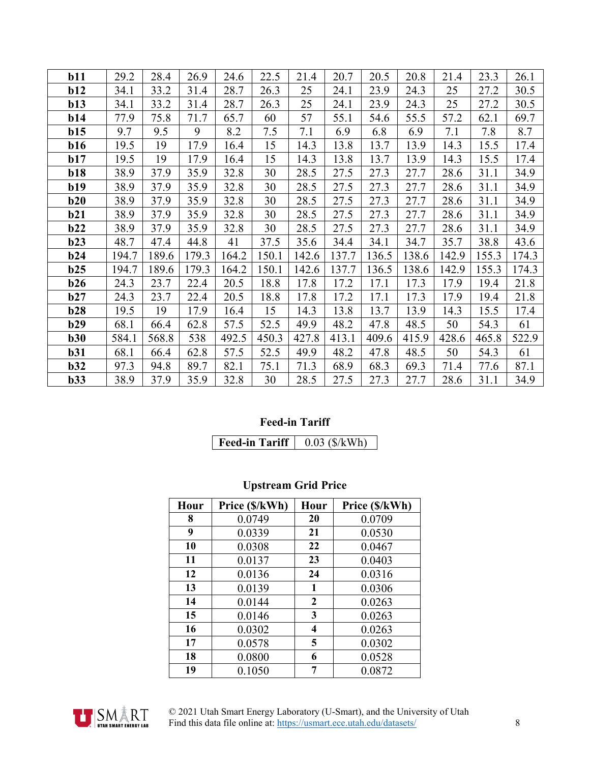| b11 | 29.2 | 28.4 | 26.9 | 24.6 | 22.5 | 21.4 | 20.7 | 20.5 | 20.8 | 21.4 | 23.3 | 26.1 |
|---|---|---|---|---|---|---|---|---|---|---|---|---|
| **b12** | 34.1 | 33.2 | 31.4 | 28.7 | 26.3 | 25 | 24.1 | 23.9 | 24.3 | 25 | 27.2 | 30.5 |
| **b13** | 34.1 | 33.2 | 31.4 | 28.7 | 26.3 | 25 | 24.1 | 23.9 | 24.3 | 25 | 27.2 | 30.5 |
| **b14** | 77.9 | 75.8 | 71.7 | 65.7 | 60 | 57 | 55.1 | 54.6 | 55.5 | 57.2 | 62.1 | 69.7 |
| **b15** | 9.7 | 9.5 | 9 | 8.2 | 7.5 | 7.1 | 6.9 | 6.8 | 6.9 | 7.1 | 7.8 | 8.7 |
| **b16** | 19.5 | 19 | 17.9 | 16.4 | 15 | 14.3 | 13.8 | 13.7 | 13.9 | 14.3 | 15.5 | 17.4 |
| **b17** | 19.5 | 19 | 17.9 | 16.4 | 15 | 14.3 | 13.8 | 13.7 | 13.9 | 14.3 | 15.5 | 17.4 |
| **b18** | 38.9 | 37.9 | 35.9 | 32.8 | 30 | 28.5 | 27.5 | 27.3 | 27.7 | 28.6 | 31.1 | 34.9 |
| **b19** | 38.9 | 37.9 | 35.9 | 32.8 | 30 | 28.5 | 27.5 | 27.3 | 27.7 | 28.6 | 31.1 | 34.9 |
| **b20** | 38.9 | 37.9 | 35.9 | 32.8 | 30 | 28.5 | 27.5 | 27.3 | 27.7 | 28.6 | 31.1 | 34.9 |
| **b21** | 38.9 | 37.9 | 35.9 | 32.8 | 30 | 28.5 | 27.5 | 27.3 | 27.7 | 28.6 | 31.1 | 34.9 |
| **b22** | 38.9 | 37.9 | 35.9 | 32.8 | 30 | 28.5 | 27.5 | 27.3 | 27.7 | 28.6 | 31.1 | 34.9 |
| **b23** | 48.7 | 47.4 | 44.8 | 41 | 37.5 | 35.6 | 34.4 | 34.1 | 34.7 | 35.7 | 38.8 | 43.6 |
| **b24** | 194.7 | 189.6 | 179.3 | 164.2 | 150.1 | 142.6 | 137.7 | 136.5 | 138.6 | 142.9 | 155.3 | 174.3 |
| **b25** | 194.7 | 189.6 | 179.3 | 164.2 | 150.1 | 142.6 | 137.7 | 136.5 | 138.6 | 142.9 | 155.3 | 174.3 |
| **b26** | 24.3 | 23.7 | 22.4 | 20.5 | 18.8 | 17.8 | 17.2 | 17.1 | 17.3 | 17.9 | 19.4 | 21.8 |
| **b27** | 24.3 | 23.7 | 22.4 | 20.5 | 18.8 | 17.8 | 17.2 | 17.1 | 17.3 | 17.9 | 19.4 | 21.8 |
| **b28** | 19.5 | 19 | 17.9 | 16.4 | 15 | 14.3 | 13.8 | 13.7 | 13.9 | 14.3 | 15.5 | 17.4 |
| **b29** | 68.1 | 66.4 | 62.8 | 57.5 | 52.5 | 49.9 | 48.2 | 47.8 | 48.5 | 50 | 54.3 | 61 |
| **b30** | 584.1 | 568.8 | 538 | 492.5 | 450.3 | 427.8 | 413.1 | 409.6 | 415.9 | 428.6 | 465.8 | 522.9 |
| **b31** | 68.1 | 66.4 | 62.8 | 57.5 | 52.5 | 49.9 | 48.2 | 47.8 | 48.5 | 50 | 54.3 | 61 |
| **b32** | 97.3 | 94.8 | 89.7 | 82.1 | 75.1 | 71.3 | 68.9 | 68.3 | 69.3 | 71.4 | 77.6 | 87.1 |
| **b33** | 38.9 | 37.9 | 35.9 | 32.8 | 30 | 28.5 | 27.5 | 27.3 | 27.7 | 28.6 | 31.1 | 34.9 |

**Feed-in Tariff**

| Feed-in Tariff | 0.03 ($/kWh) |
|---|---|

**Upstream Grid Price**

| Hour | Price ($/kWh) | Hour | Price ($/kWh) |
|---|---|---|---|
| 8 | 0.0749 | 20 | 0.0709 |
| 9 | 0.0339 | 21 | 0.0530 |
| 10 | 0.0308 | 22 | 0.0467 |
| 11 | 0.0137 | 23 | 0.0403 |
| 12 | 0.0136 | 24 | 0.0316 |
| 13 | 0.0139 | 1 | 0.0306 |
| 14 | 0.0144 | 2 | 0.0263 |
| 15 | 0.0146 | 3 | 0.0263 |
| 16 | 0.0302 | 4 | 0.0263 |
| 17 | 0.0578 | 5 | 0.0302 |
| 18 | 0.0800 | 6 | 0.0528 |
| 19 | 0.1050 | 7 | 0.0872 |

© 2021 Utah Smart Energy Laboratory (U-Smart), and the University of Utah
Find this data file online at: https://usmart.ece.utah.edu/datasets/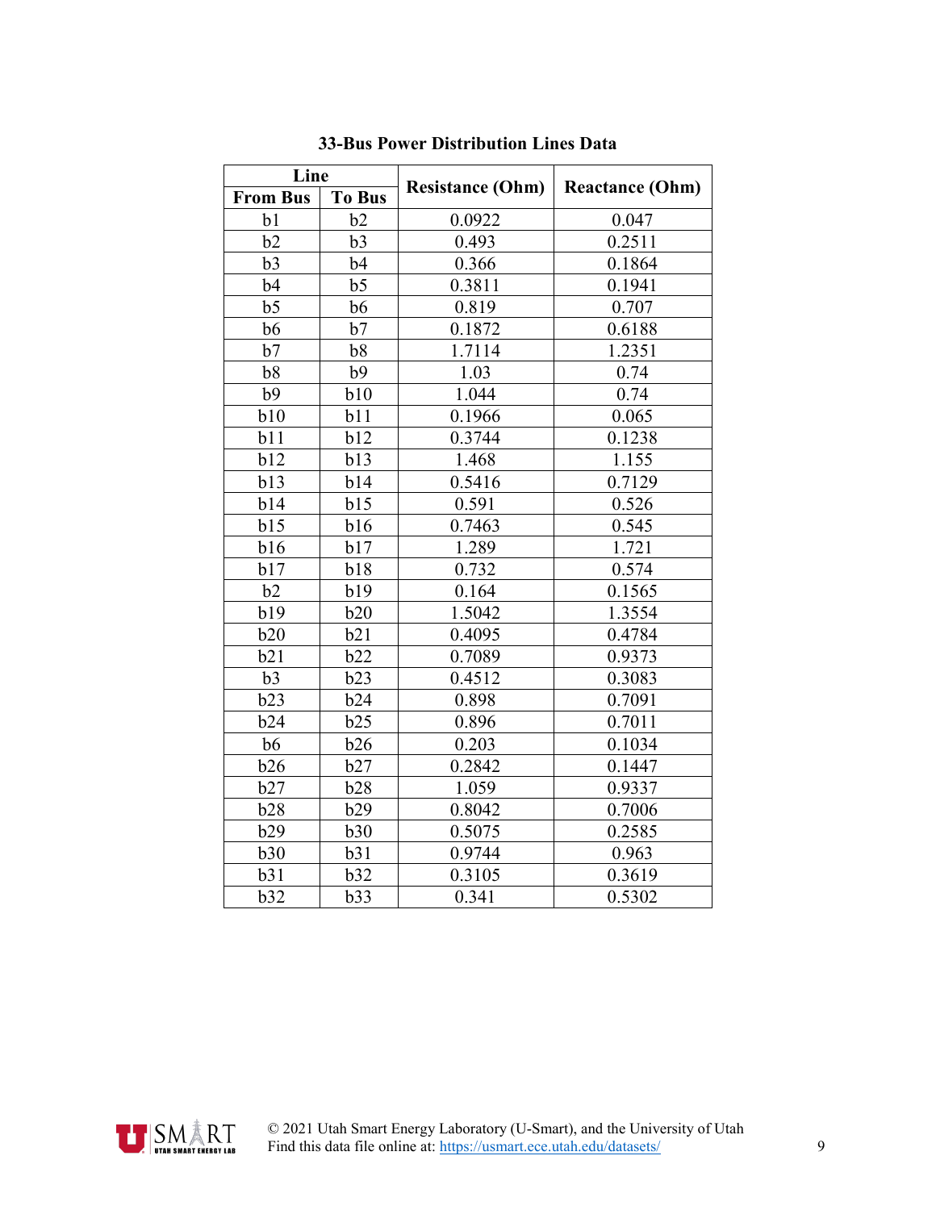**33-Bus Power Distribution Lines Data**

| Line | | Resistance (Ohm) | Reactance (Ohm) |
|---|---|---|---|
| From Bus | To Bus | | |
| b1 | b2 | 0.0922 | 0.047 |
| b2 | b3 | 0.493 | 0.2511 |
| b3 | b4 | 0.366 | 0.1864 |
| b4 | b5 | 0.3811 | 0.1941 |
| b5 | b6 | 0.819 | 0.707 |
| b6 | b7 | 0.1872 | 0.6188 |
| b7 | b8 | 1.7114 | 1.2351 |
| b8 | b9 | 1.03 | 0.74 |
| b9 | b10 | 1.044 | 0.74 |
| b10 | b11 | 0.1966 | 0.065 |
| b11 | b12 | 0.3744 | 0.1238 |
| b12 | b13 | 1.468 | 1.155 |
| b13 | b14 | 0.5416 | 0.7129 |
| b14 | b15 | 0.591 | 0.526 |
| b15 | b16 | 0.7463 | 0.545 |
| b16 | b17 | 1.289 | 1.721 |
| b17 | b18 | 0.732 | 0.574 |
| b2 | b19 | 0.164 | 0.1565 |
| b19 | b20 | 1.5042 | 1.3554 |
| b20 | b21 | 0.4095 | 0.4784 |
| b21 | b22 | 0.7089 | 0.9373 |
| b3 | b23 | 0.4512 | 0.3083 |
| b23 | b24 | 0.898 | 0.7091 |
| b24 | b25 | 0.896 | 0.7011 |
| b6 | b26 | 0.203 | 0.1034 |
| b26 | b27 | 0.2842 | 0.1447 |
| b27 | b28 | 1.059 | 0.9337 |
| b28 | b29 | 0.8042 | 0.7006 |
| b29 | b30 | 0.5075 | 0.2585 |
| b30 | b31 | 0.9744 | 0.963 |
| b31 | b32 | 0.3105 | 0.3619 |
| b32 | b33 | 0.341 | 0.5302 |

© 2021 Utah Smart Energy Laboratory (U-Smart), and the University of Utah
Find this data file online at: https://usmart.ece.utah.edu/datasets/